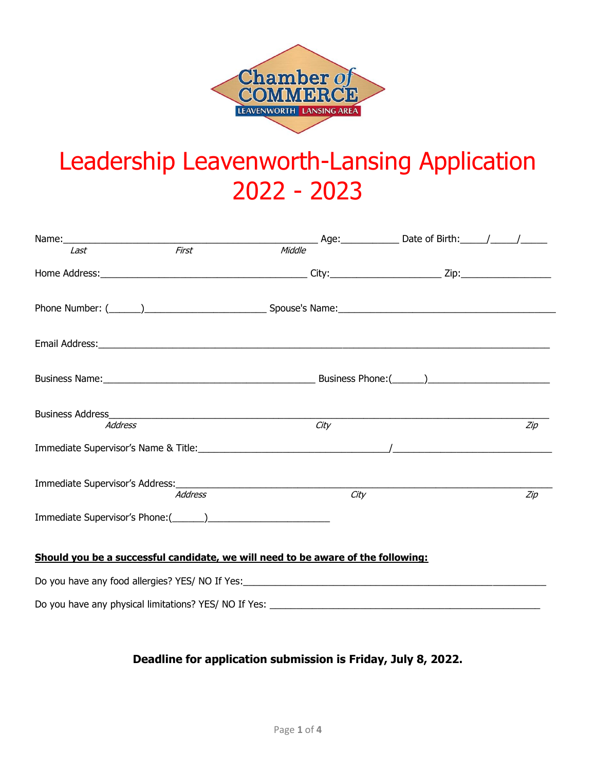# Leadership Leavenworth-Lansing Application 2022 - 2023

Name:\_\_\_\_\_\_\_\_\_\_\_\_\_\_\_\_\_\_\_\_\_\_\_\_\_\_\_\_\_\_\_\_\_\_\_\_\_\_\_\_\_\_\_\_\_\_\_\_ Age:\_\_\_\_\_\_\_\_\_\_\_ Date of Birth:\_\_\_\_\_/\_\_\_\_\_/\_\_\_\_\_
*Last* *First* *Middle*

Home Address:\_\_\_\_\_\_\_\_\_\_\_\_\_\_\_\_\_\_\_\_\_\_\_\_\_\_\_\_\_\_\_\_\_\_\_\_\_\_\_\_ City:\_\_\_\_\_\_\_\_\_\_\_\_\_\_\_\_\_\_\_\_\_\_ Zip:\_\_\_\_\_\_\_\_\_\_\_\_\_\_\_\_\_\_

Phone Number: (\_\_\_\_\_\_)\_\_\_\_\_\_\_\_\_\_\_\_\_\_\_\_\_\_\_\_\_\_\_ Spouse's Name:\_\_\_\_\_\_\_\_\_\_\_\_\_\_\_\_\_\_\_\_\_\_\_\_\_\_\_\_\_\_\_\_\_\_\_\_\_\_\_\_\_\_\_

Email Address:\_\_\_\_\_\_\_\_\_\_\_\_\_\_\_\_\_\_\_\_\_\_\_\_\_\_\_\_\_\_\_\_\_\_\_\_\_\_\_\_\_\_\_\_\_\_\_\_\_\_\_\_\_\_\_\_\_\_\_\_\_\_\_\_\_\_\_\_\_\_\_\_\_\_\_\_\_\_\_\_\_\_\_\_\_\_\_\_\_\_\_

Business Name:\_\_\_\_\_\_\_\_\_\_\_\_\_\_\_\_\_\_\_\_\_\_\_\_\_\_\_\_\_\_\_\_\_\_\_\_\_\_\_\_\_\_ Business Phone:(\_\_\_\_\_\_)\_\_\_\_\_\_\_\_\_\_\_\_\_\_\_\_\_\_\_\_\_\_\_\_

Business Address\_\_\_\_\_\_\_\_\_\_\_\_\_\_\_\_\_\_\_\_\_\_\_\_\_\_\_\_\_\_\_\_\_\_\_\_\_\_\_\_\_\_\_\_\_\_\_\_\_\_\_\_\_\_\_\_\_\_\_\_\_\_\_\_\_\_\_\_\_\_\_\_\_\_\_\_\_\_\_\_\_\_\_\_\_\_\_
*Address* *City* *Zip*

Immediate Supervisor's Name & Title:\_\_\_\_\_\_\_\_\_\_\_\_\_\_\_\_\_\_\_\_\_\_\_\_\_\_\_\_\_\_\_\_\_\_\_\_\_/\_\_\_\_\_\_\_\_\_\_\_\_\_\_\_\_\_\_\_\_\_\_\_\_\_\_\_\_\_\_\_

Immediate Supervisor's Address:\_\_\_\_\_\_\_\_\_\_\_\_\_\_\_\_\_\_\_\_\_\_\_\_\_\_\_\_\_\_\_\_\_\_\_\_\_\_\_\_\_\_\_\_\_\_\_\_\_\_\_\_\_\_\_\_\_\_\_\_\_\_\_\_\_\_\_\_\_\_\_\_\_
*Address* *City* *Zip*

Immediate Supervisor's Phone:(\_\_\_\_\_\_)\_\_\_\_\_\_\_\_\_\_\_\_\_\_\_\_\_\_\_\_\_\_\_\_

**Should you be a successful candidate, we will need to be aware of the following:**

Do you have any food allergies? YES/ NO If Yes:\_\_\_\_\_\_\_\_\_\_\_\_\_\_\_\_\_\_\_\_\_\_\_\_\_\_\_\_\_\_\_\_\_\_\_\_\_\_\_\_\_\_\_\_\_\_\_\_\_\_\_\_\_\_\_\_\_\_\_\_

Do you have any physical limitations? YES/ NO If Yes: \_\_\_\_\_\_\_\_\_\_\_\_\_\_\_\_\_\_\_\_\_\_\_\_\_\_\_\_\_\_\_\_\_\_\_\_\_\_\_\_\_\_\_\_\_\_\_\_\_\_\_\_

**Deadline for application submission is Friday, July 8, 2022.**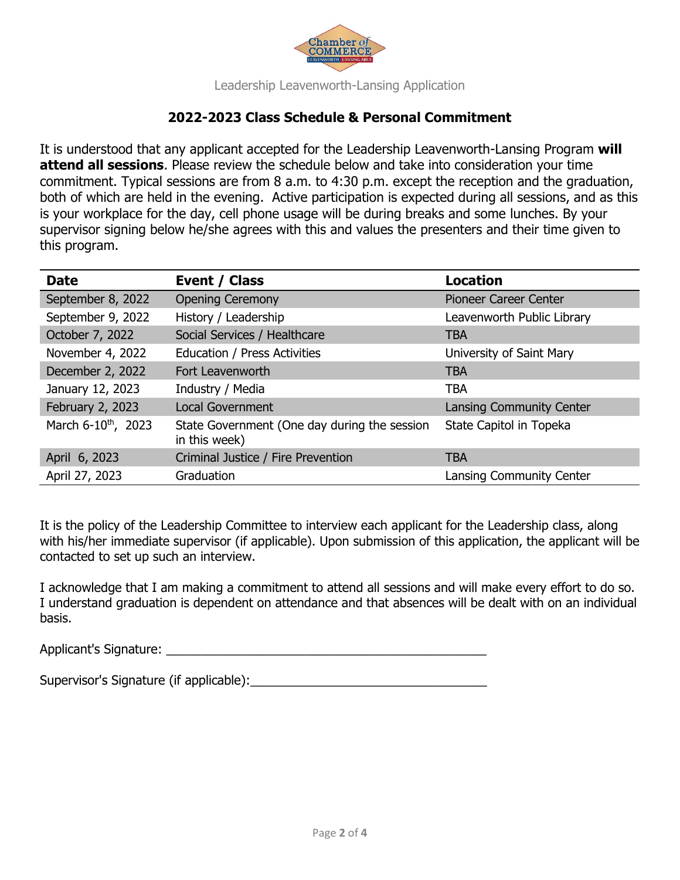Leadership Leavenworth-Lansing Application

## 2022-2023 Class Schedule & Personal Commitment

It is understood that any applicant accepted for the Leadership Leavenworth-Lansing Program **will attend all sessions**. Please review the schedule below and take into consideration your time commitment. Typical sessions are from 8 a.m. to 4:30 p.m. except the reception and the graduation, both of which are held in the evening. Active participation is expected during all sessions, and as this is your workplace for the day, cell phone usage will be during breaks and some lunches. By your supervisor signing below he/she agrees with this and values the presenters and their time given to this program.

| Date | Event / Class | Location |
|---|---|---|
| September 8, 2022 | Opening Ceremony | Pioneer Career Center |
| September 9, 2022 | History / Leadership | Leavenworth Public Library |
| October 7, 2022 | Social Services / Healthcare | TBA |
| November 4, 2022 | Education / Press Activities | University of Saint Mary |
| December 2, 2022 | Fort Leavenworth | TBA |
| January 12, 2023 | Industry / Media | TBA |
| February 2, 2023 | Local Government | Lansing Community Center |
| March 6-10th, 2023 | State Government (One day during the session in this week) | State Capitol in Topeka |
| April 6, 2023 | Criminal Justice / Fire Prevention | TBA |
| April 27, 2023 | Graduation | Lansing Community Center |

It is the policy of the Leadership Committee to interview each applicant for the Leadership class, along with his/her immediate supervisor (if applicable). Upon submission of this application, the applicant will be contacted to set up such an interview.

I acknowledge that I am making a commitment to attend all sessions and will make every effort to do so. I understand graduation is dependent on attendance and that absences will be dealt with on an individual basis.

Applicant's Signature: ______________________________________________

Supervisor's Signature (if applicable):__________________________________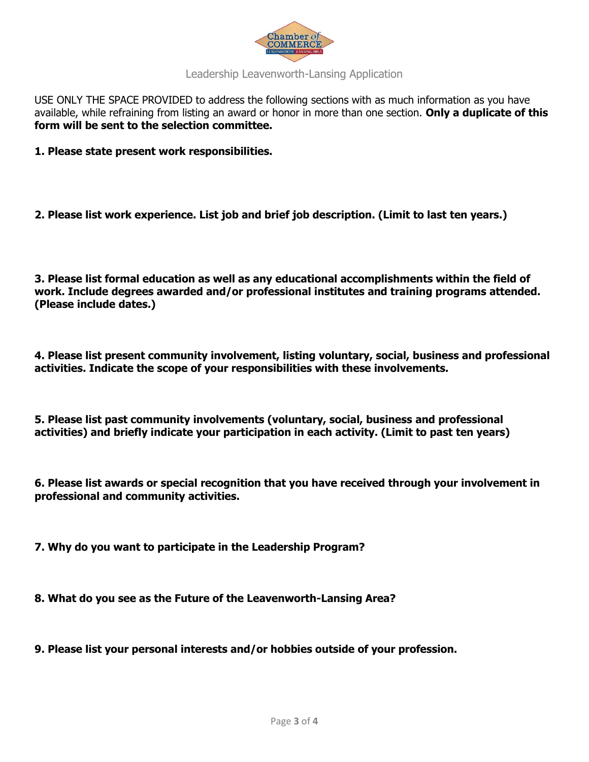Leadership Leavenworth-Lansing Application

USE ONLY THE SPACE PROVIDED to address the following sections with as much information as you have available, while refraining from listing an award or honor in more than one section. **Only a duplicate of this form will be sent to the selection committee.**

**1. Please state present work responsibilities.**

**2. Please list work experience. List job and brief job description. (Limit to last ten years.)**

**3. Please list formal education as well as any educational accomplishments within the field of work. Include degrees awarded and/or professional institutes and training programs attended. (Please include dates.)**

**4. Please list present community involvement, listing voluntary, social, business and professional activities. Indicate the scope of your responsibilities with these involvements.**

**5. Please list past community involvements (voluntary, social, business and professional activities) and briefly indicate your participation in each activity. (Limit to past ten years)**

**6. Please list awards or special recognition that you have received through your involvement in professional and community activities.**

**7. Why do you want to participate in the Leadership Program?**

**8. What do you see as the Future of the Leavenworth-Lansing Area?**

**9. Please list your personal interests and/or hobbies outside of your profession.**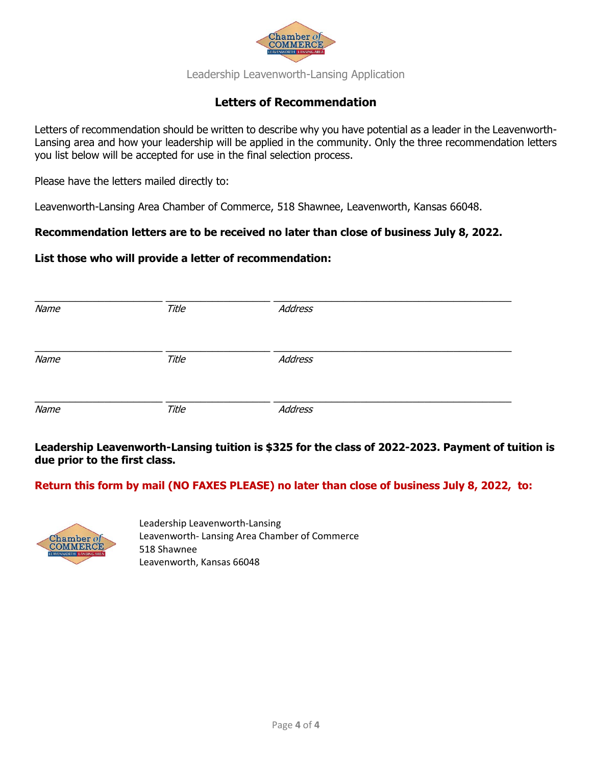Leadership Leavenworth-Lansing Application

## Letters of Recommendation

Letters of recommendation should be written to describe why you have potential as a leader in the Leavenworth-Lansing area and how your leadership will be applied in the community. Only the three recommendation letters you list below will be accepted for use in the final selection process.

Please have the letters mailed directly to:

Leavenworth-Lansing Area Chamber of Commerce, 518 Shawnee, Leavenworth, Kansas 66048.

**Recommendation letters are to be received no later than close of business July 8, 2022.**

**List those who will provide a letter of recommendation:**

_______________________ ___________________ ___________________________________________
*Name* *Title* *Address*

_______________________ ___________________ ___________________________________________
*Name* *Title* *Address*

_______________________ ___________________ ___________________________________________
*Name* *Title* *Address*

**Leadership Leavenworth-Lansing tuition is $325 for the class of 2022-2023. Payment of tuition is due prior to the first class.**

**Return this form by mail (NO FAXES PLEASE) no later than close of business July 8, 2022, to:**

Leadership Leavenworth-Lansing
Leavenworth- Lansing Area Chamber of Commerce
518 Shawnee
Leavenworth, Kansas 66048